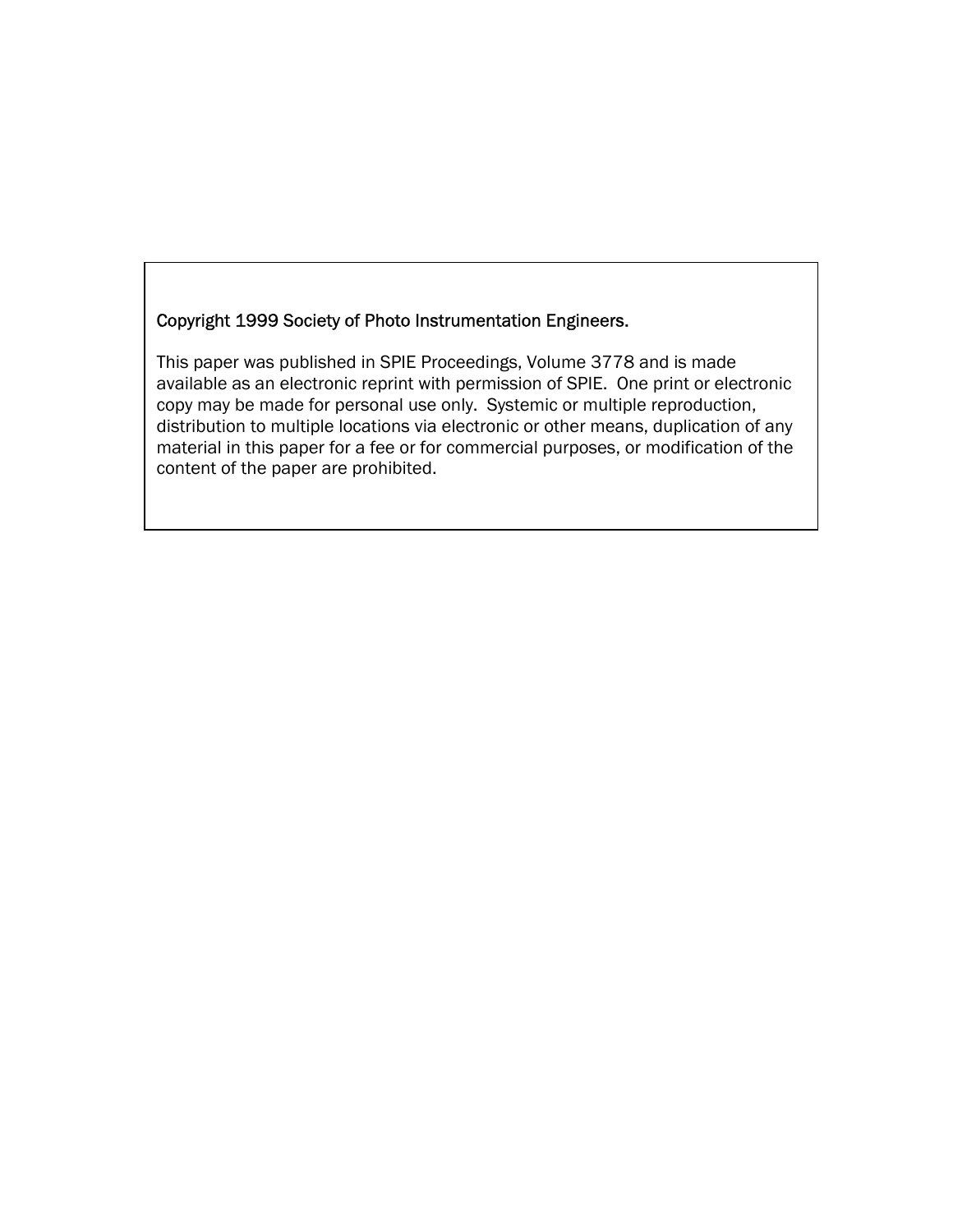Copyright 1999 Society of Photo Instrumentation Engineers.

This paper was published in SPIE Proceedings, Volume 3778 and is made available as an electronic reprint with permission of SPIE. One print or electronic copy may be made for personal use only. Systemic or multiple reproduction, distribution to multiple locations via electronic or other means, duplication of any material in this paper for a fee or for commercial purposes, or modification of the content of the paper are prohibited.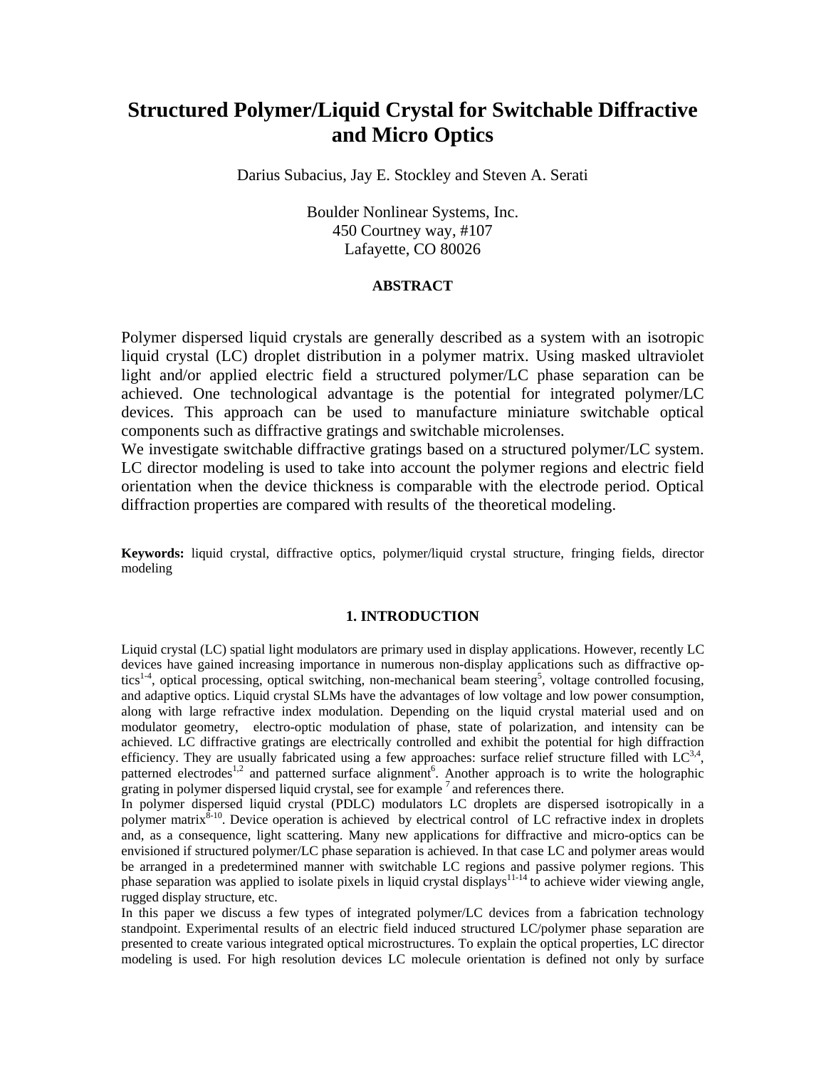# Structured Polymer/Liquid Crystal for Switchable Diffractive and Micro Optics

Darius Subacius, Jay E. Stockley and Steven A. Serati

Boulder Nonlinear Systems, Inc.
450 Courtney way, #107
Lafayette, CO 80026

**ABSTRACT**

Polymer dispersed liquid crystals are generally described as a system with an isotropic liquid crystal (LC) droplet distribution in a polymer matrix. Using masked ultraviolet light and/or applied electric field a structured polymer/LC phase separation can be achieved. One technological advantage is the potential for integrated polymer/LC devices. This approach can be used to manufacture miniature switchable optical components such as diffractive gratings and switchable microlenses.
We investigate switchable diffractive gratings based on a structured polymer/LC system. LC director modeling is used to take into account the polymer regions and electric field orientation when the device thickness is comparable with the electrode period. Optical diffraction properties are compared with results of the theoretical modeling.

**Keywords:** liquid crystal, diffractive optics, polymer/liquid crystal structure, fringing fields, director modeling

## 1. INTRODUCTION

Liquid crystal (LC) spatial light modulators are primary used in display applications. However, recently LC devices have gained increasing importance in numerous non-display applications such as diffractive optics[1-4], optical processing, optical switching, non-mechanical beam steering[5], voltage controlled focusing, and adaptive optics. Liquid crystal SLMs have the advantages of low voltage and low power consumption, along with large refractive index modulation. Depending on the liquid crystal material used and on modulator geometry, electro-optic modulation of phase, state of polarization, and intensity can be achieved. LC diffractive gratings are electrically controlled and exhibit the potential for high diffraction efficiency. They are usually fabricated using a few approaches: surface relief structure filled with LC[3,4], patterned electrodes[1,2] and patterned surface alignment[6]. Another approach is to write the holographic grating in polymer dispersed liquid crystal, see for example [7] and references there.
In polymer dispersed liquid crystal (PDLC) modulators LC droplets are dispersed isotropically in a polymer matrix[8-10]. Device operation is achieved by electrical control of LC refractive index in droplets and, as a consequence, light scattering. Many new applications for diffractive and micro-optics can be envisioned if structured polymer/LC phase separation is achieved. In that case LC and polymer areas would be arranged in a predetermined manner with switchable LC regions and passive polymer regions. This phase separation was applied to isolate pixels in liquid crystal displays[11-14] to achieve wider viewing angle, rugged display structure, etc.
In this paper we discuss a few types of integrated polymer/LC devices from a fabrication technology standpoint. Experimental results of an electric field induced structured LC/polymer phase separation are presented to create various integrated optical microstructures. To explain the optical properties, LC director modeling is used. For high resolution devices LC molecule orientation is defined not only by surface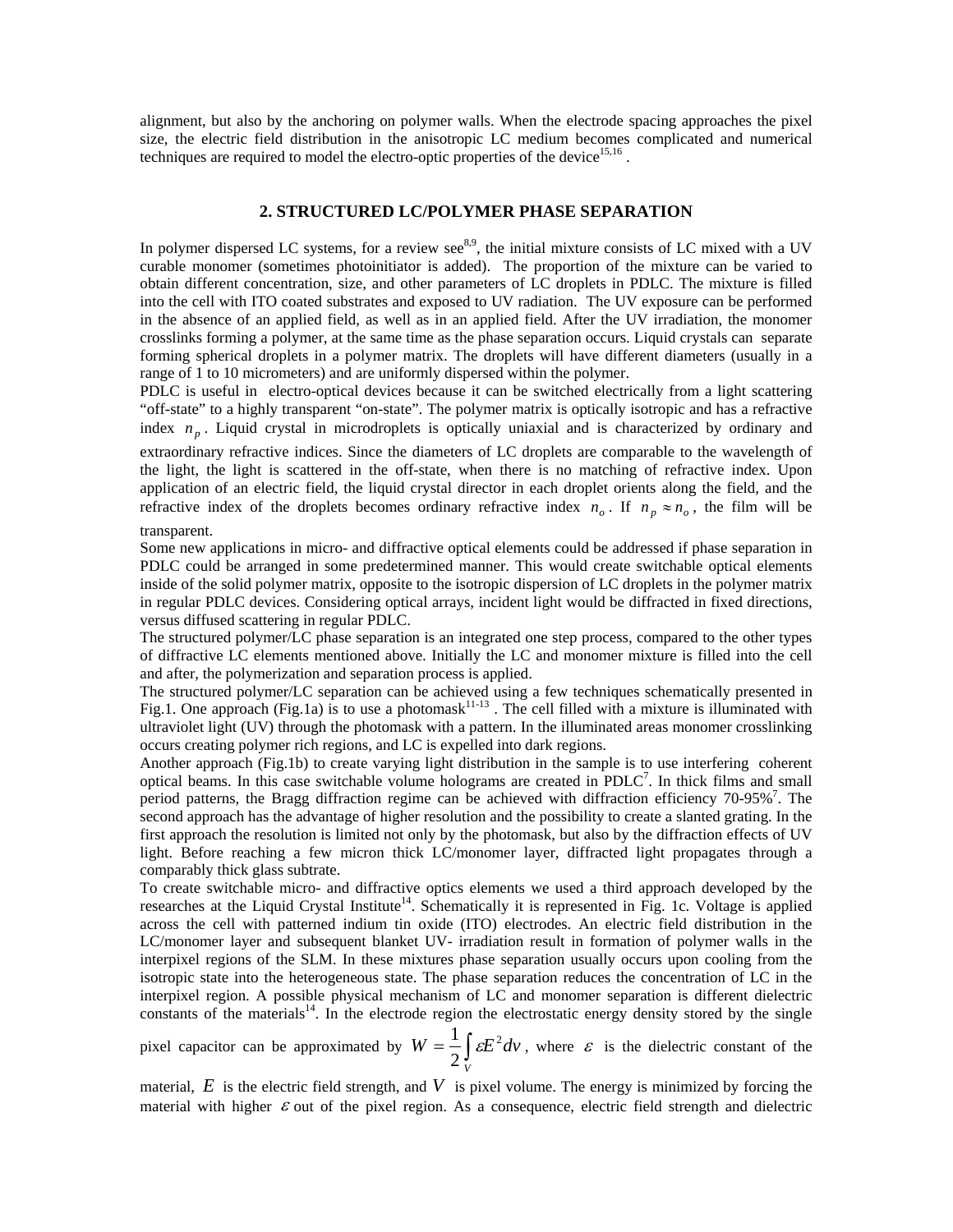alignment, but also by the anchoring on polymer walls. When the electrode spacing approaches the pixel size, the electric field distribution in the anisotropic LC medium becomes complicated and numerical techniques are required to model the electro-optic properties of the device[15,16] .

## 2. STRUCTURED LC/POLYMER PHASE SEPARATION

In polymer dispersed LC systems, for a review see[8,9], the initial mixture consists of LC mixed with a UV curable monomer (sometimes photoinitiator is added). The proportion of the mixture can be varied to obtain different concentration, size, and other parameters of LC droplets in PDLC. The mixture is filled into the cell with ITO coated substrates and exposed to UV radiation. The UV exposure can be performed in the absence of an applied field, as well as in an applied field. After the UV irradiation, the monomer crosslinks forming a polymer, at the same time as the phase separation occurs. Liquid crystals can separate forming spherical droplets in a polymer matrix. The droplets will have different diameters (usually in a range of 1 to 10 micrometers) and are uniformly dispersed within the polymer.

PDLC is useful in electro-optical devices because it can be switched electrically from a light scattering "off-state" to a highly transparent "on-state". The polymer matrix is optically isotropic and has a refractive index $n_p$. Liquid crystal in microdroplets is optically uniaxial and is characterized by ordinary and extraordinary refractive indices. Since the diameters of LC droplets are comparable to the wavelength of the light, the light is scattered in the off-state, when there is no matching of refractive index. Upon application of an electric field, the liquid crystal director in each droplet orients along the field, and the refractive index of the droplets becomes ordinary refractive index $n_o$. If $n_p \approx n_o$, the film will be transparent.

Some new applications in micro- and diffractive optical elements could be addressed if phase separation in PDLC could be arranged in some predetermined manner. This would create switchable optical elements inside of the solid polymer matrix, opposite to the isotropic dispersion of LC droplets in the polymer matrix in regular PDLC devices. Considering optical arrays, incident light would be diffracted in fixed directions, versus diffused scattering in regular PDLC.

The structured polymer/LC phase separation is an integrated one step process, compared to the other types of diffractive LC elements mentioned above. Initially the LC and monomer mixture is filled into the cell and after, the polymerization and separation process is applied.

The structured polymer/LC separation can be achieved using a few techniques schematically presented in Fig.1. One approach (Fig.1a) is to use a photomask[11-13] . The cell filled with a mixture is illuminated with ultraviolet light (UV) through the photomask with a pattern. In the illuminated areas monomer crosslinking occurs creating polymer rich regions, and LC is expelled into dark regions.

Another approach (Fig.1b) to create varying light distribution in the sample is to use interfering coherent optical beams. In this case switchable volume holograms are created in PDLC[7]. In thick films and small period patterns, the Bragg diffraction regime can be achieved with diffraction efficiency 70-95%[7]. The second approach has the advantage of higher resolution and the possibility to create a slanted grating. In the first approach the resolution is limited not only by the photomask, but also by the diffraction effects of UV light. Before reaching a few micron thick LC/monomer layer, diffracted light propagates through a comparably thick glass subtrate.

To create switchable micro- and diffractive optics elements we used a third approach developed by the researches at the Liquid Crystal Institute[14]. Schematically it is represented in Fig. 1c. Voltage is applied across the cell with patterned indium tin oxide (ITO) electrodes. An electric field distribution in the LC/monomer layer and subsequent blanket UV- irradiation result in formation of polymer walls in the interpixel regions of the SLM. In these mixtures phase separation usually occurs upon cooling from the isotropic state into the heterogeneous state. The phase separation reduces the concentration of LC in the interpixel region. A possible physical mechanism of LC and monomer separation is different dielectric constants of the materials[14]. In the electrode region the electrostatic energy density stored by the single pixel capacitor can be approximated by $W = \frac{1}{2}\int_V \varepsilon E^2 dv$, where $\varepsilon$ is the dielectric constant of the material, $E$ is the electric field strength, and $V$ is pixel volume. The energy is minimized by forcing the material with higher $\varepsilon$ out of the pixel region. As a consequence, electric field strength and dielectric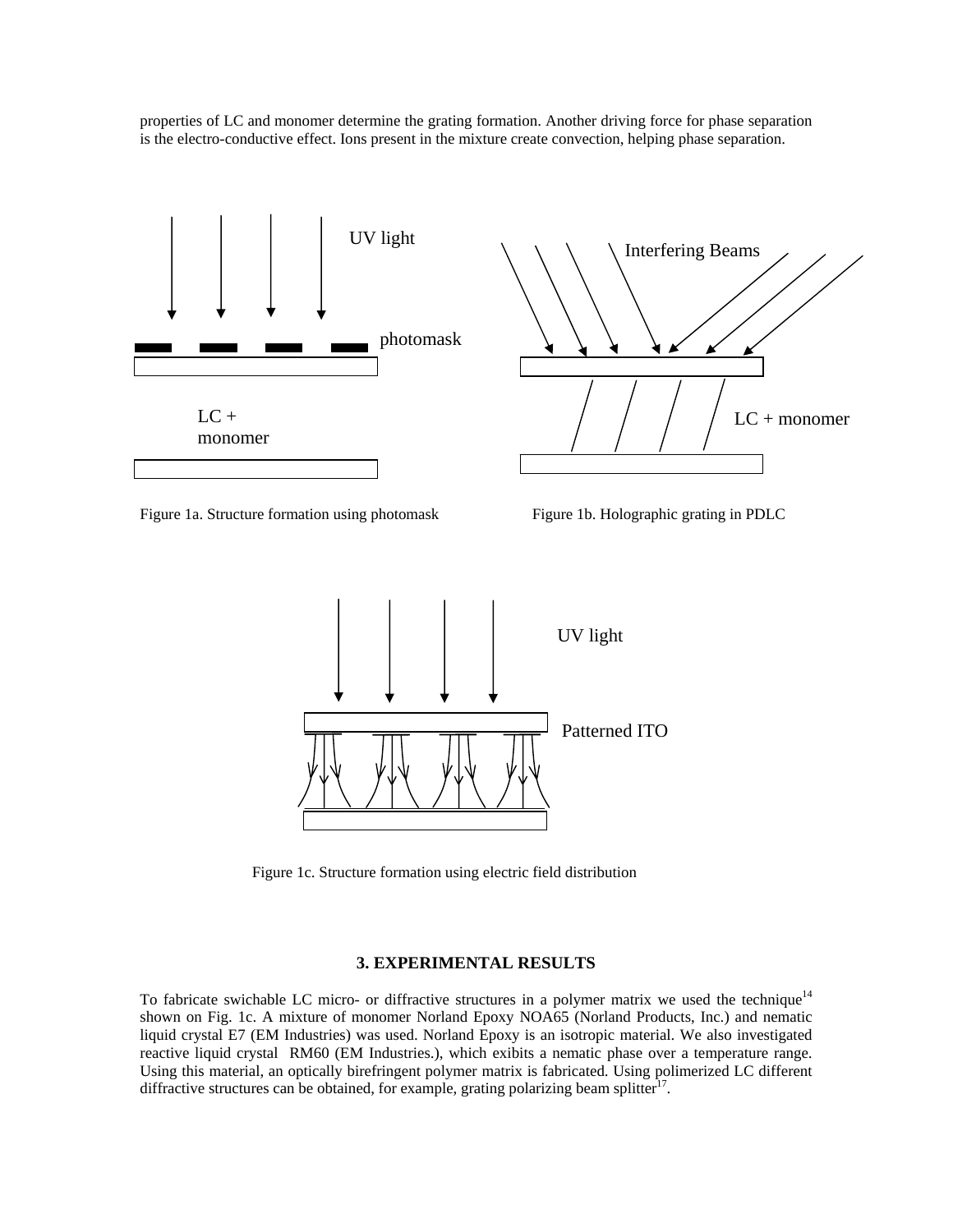properties of LC and monomer determine the grating formation. Another driving force for phase separation is the electro-conductive effect. Ions present in the mixture create convection, helping phase separation.

Figure 1a. Structure formation using photomask

Figure 1b. Holographic grating in PDLC

Figure 1c. Structure formation using electric field distribution

### 3. EXPERIMENTAL RESULTS

To fabricate swichable LC micro- or diffractive structures in a polymer matrix we used the technique[14] shown on Fig. 1c. A mixture of monomer Norland Epoxy NOA65 (Norland Products, Inc.) and nematic liquid crystal E7 (EM Industries) was used. Norland Epoxy is an isotropic material. We also investigated reactive liquid crystal RM60 (EM Industries.), which exibits a nematic phase over a temperature range. Using this material, an optically birefringent polymer matrix is fabricated. Using polimerized LC different diffractive structures can be obtained, for example, grating polarizing beam splitter[17].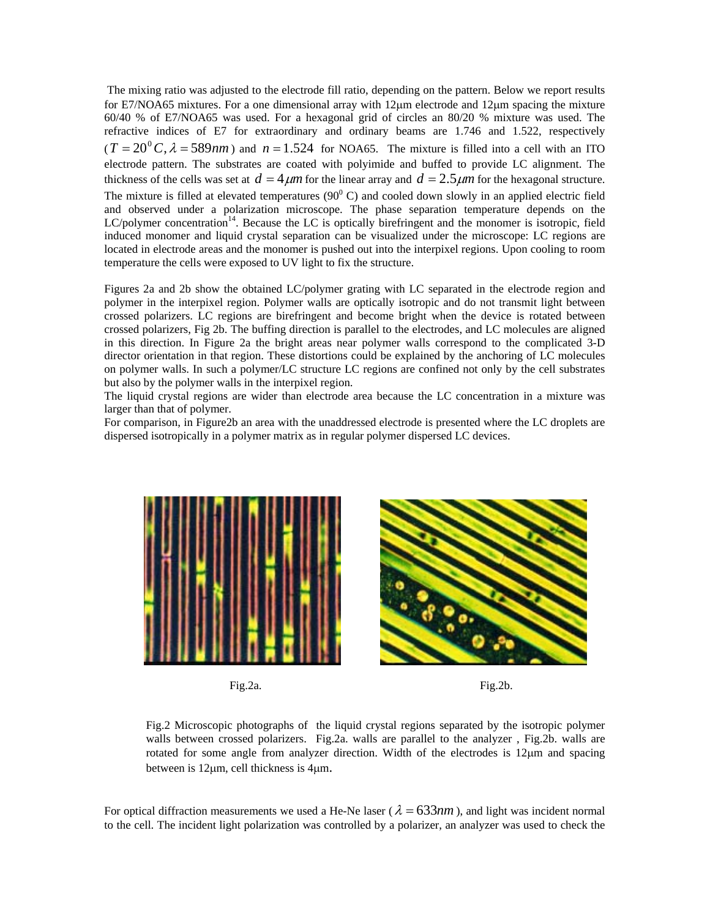The mixing ratio was adjusted to the electrode fill ratio, depending on the pattern. Below we report results for E7/NOA65 mixtures. For a one dimensional array with 12μm electrode and 12μm spacing the mixture 60/40 % of E7/NOA65 was used. For a hexagonal grid of circles an 80/20 % mixture was used. The refractive indices of E7 for extraordinary and ordinary beams are 1.746 and 1.522, respectively ($T = 20^0 C, \lambda = 589nm$) and $n = 1.524$ for NOA65. The mixture is filled into a cell with an ITO electrode pattern. The substrates are coated with polyimide and buffed to provide LC alignment. The thickness of the cells was set at $d = 4\mu m$ for the linear array and $d = 2.5\mu m$ for the hexagonal structure. The mixture is filled at elevated temperatures ($90^0$ C) and cooled down slowly in an applied electric field and observed under a polarization microscope. The phase separation temperature depends on the LC/polymer concentration[14]. Because the LC is optically birefringent and the monomer is isotropic, field induced monomer and liquid crystal separation can be visualized under the microscope: LC regions are located in electrode areas and the monomer is pushed out into the interpixel regions. Upon cooling to room temperature the cells were exposed to UV light to fix the structure.

Figures 2a and 2b show the obtained LC/polymer grating with LC separated in the electrode region and polymer in the interpixel region. Polymer walls are optically isotropic and do not transmit light between crossed polarizers. LC regions are birefringent and become bright when the device is rotated between crossed polarizers, Fig 2b. The buffing direction is parallel to the electrodes, and LC molecules are aligned in this direction. In Figure 2a the bright areas near polymer walls correspond to the complicated 3-D director orientation in that region. These distortions could be explained by the anchoring of LC molecules on polymer walls. In such a polymer/LC structure LC regions are confined not only by the cell substrates but also by the polymer walls in the interpixel region.

The liquid crystal regions are wider than electrode area because the LC concentration in a mixture was larger than that of polymer.

For comparison, in Figure2b an area with the unaddressed electrode is presented where the LC droplets are dispersed isotropically in a polymer matrix as in regular polymer dispersed LC devices.

Fig.2a.

Fig.2b.

Fig.2 Microscopic photographs of the liquid crystal regions separated by the isotropic polymer walls between crossed polarizers. Fig.2a. walls are parallel to the analyzer , Fig.2b. walls are rotated for some angle from analyzer direction. Width of the electrodes is 12μm and spacing between is 12μm, cell thickness is 4μm.

For optical diffraction measurements we used a He-Ne laser ($\lambda = 633nm$), and light was incident normal to the cell. The incident light polarization was controlled by a polarizer, an analyzer was used to check the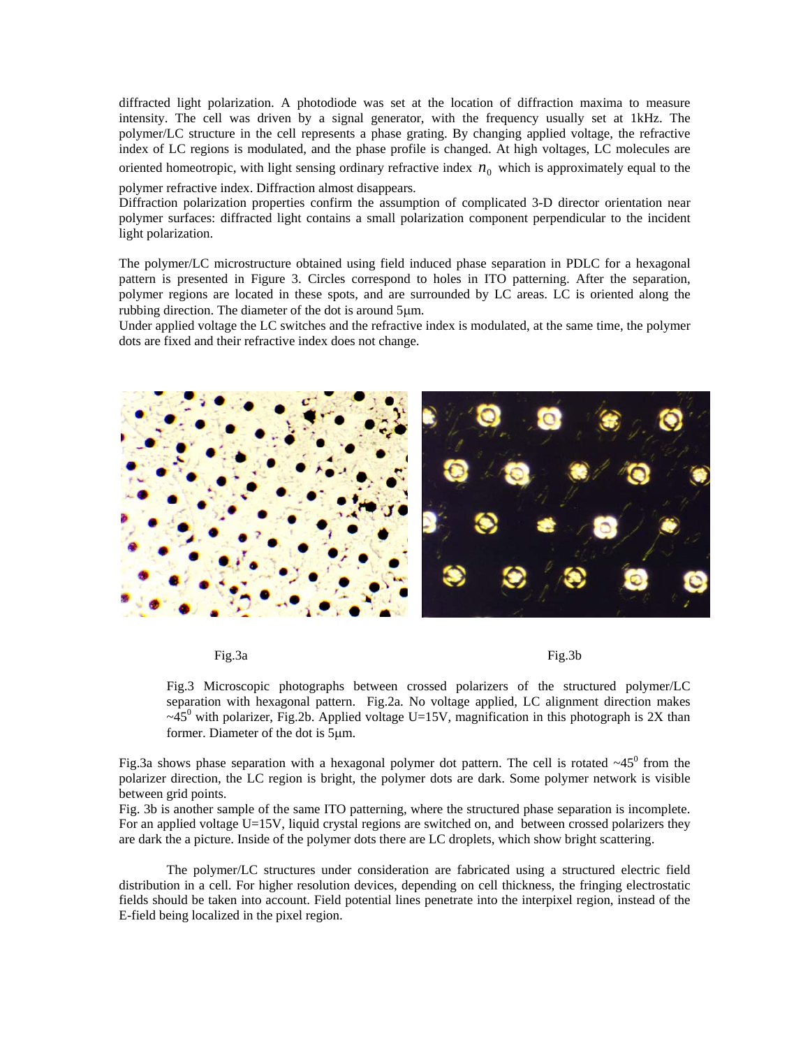diffracted light polarization. A photodiode was set at the location of diffraction maxima to measure intensity. The cell was driven by a signal generator, with the frequency usually set at 1kHz. The polymer/LC structure in the cell represents a phase grating. By changing applied voltage, the refractive index of LC regions is modulated, and the phase profile is changed. At high voltages, LC molecules are oriented homeotropic, with light sensing ordinary refractive index $n_0$ which is approximately equal to the polymer refractive index. Diffraction almost disappears.

Diffraction polarization properties confirm the assumption of complicated 3-D director orientation near polymer surfaces: diffracted light contains a small polarization component perpendicular to the incident light polarization.

The polymer/LC microstructure obtained using field induced phase separation in PDLC for a hexagonal pattern is presented in Figure 3. Circles correspond to holes in ITO patterning. After the separation, polymer regions are located in these spots, and are surrounded by LC areas. LC is oriented along the rubbing direction. The diameter of the dot is around 5μm.

Under applied voltage the LC switches and the refractive index is modulated, at the same time, the polymer dots are fixed and their refractive index does not change.

Fig.3a Fig.3b

Fig.3 Microscopic photographs between crossed polarizers of the structured polymer/LC separation with hexagonal pattern. Fig.2a. No voltage applied, LC alignment direction makes ~45$^0$ with polarizer, Fig.2b. Applied voltage U=15V, magnification in this photograph is 2X than former. Diameter of the dot is 5μm.

Fig.3a shows phase separation with a hexagonal polymer dot pattern. The cell is rotated ~45$^0$ from the polarizer direction, the LC region is bright, the polymer dots are dark. Some polymer network is visible between grid points.

Fig. 3b is another sample of the same ITO patterning, where the structured phase separation is incomplete. For an applied voltage U=15V, liquid crystal regions are switched on, and between crossed polarizers they are dark the a picture. Inside of the polymer dots there are LC droplets, which show bright scattering.

The polymer/LC structures under consideration are fabricated using a structured electric field distribution in a cell. For higher resolution devices, depending on cell thickness, the fringing electrostatic fields should be taken into account. Field potential lines penetrate into the interpixel region, instead of the E-field being localized in the pixel region.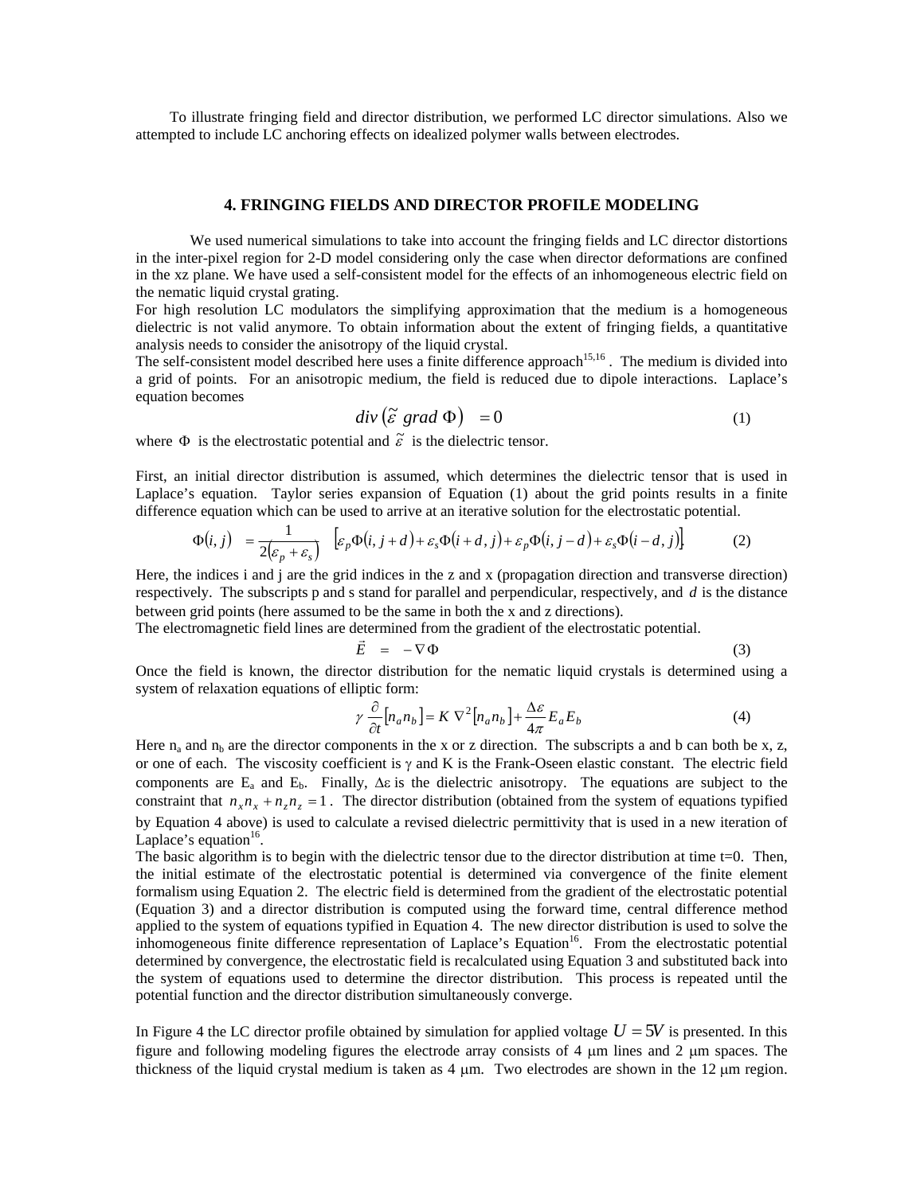To illustrate fringing field and director distribution, we performed LC director simulations. Also we attempted to include LC anchoring effects on idealized polymer walls between electrodes.

## 4. FRINGING FIELDS AND DIRECTOR PROFILE MODELING

We used numerical simulations to take into account the fringing fields and LC director distortions in the inter-pixel region for 2-D model considering only the case when director deformations are confined in the xz plane. We have used a self-consistent model for the effects of an inhomogeneous electric field on the nematic liquid crystal grating.

For high resolution LC modulators the simplifying approximation that the medium is a homogeneous dielectric is not valid anymore. To obtain information about the extent of fringing fields, a quantitative analysis needs to consider the anisotropy of the liquid crystal.

The self-consistent model described here uses a finite difference approach[15,16]. The medium is divided into a grid of points. For an anisotropic medium, the field is reduced due to dipole interactions. Laplace's equation becomes

$$div\left(\tilde{\varepsilon}\ grad\ \Phi\right) \quad = 0 \tag{1}$$

where $\Phi$ is the electrostatic potential and $\tilde{\varepsilon}$ is the dielectric tensor.

First, an initial director distribution is assumed, which determines the dielectric tensor that is used in Laplace's equation. Taylor series expansion of Equation (1) about the grid points results in a finite difference equation which can be used to arrive at an iterative solution for the electrostatic potential.

$$\Phi(i,j) \quad = \frac{1}{2\left(\varepsilon_p + \varepsilon_s\right)} \quad \left[\varepsilon_p \Phi(i, j+d) + \varepsilon_s \Phi(i+d, j) + \varepsilon_p \Phi(i, j-d) + \varepsilon_s \Phi(i-d, j)\right] \tag{2}$$

Here, the indices i and j are the grid indices in the z and x (propagation direction and transverse direction) respectively. The subscripts p and s stand for parallel and perpendicular, respectively, and $d$ is the distance between grid points (here assumed to be the same in both the x and z directions).

The electromagnetic field lines are determined from the gradient of the electrostatic potential.

$$\vec{E} \quad = \quad -\nabla \Phi \tag{3}$$

Once the field is known, the director distribution for the nematic liquid crystals is determined using a system of relaxation equations of elliptic form:

$$\gamma \frac{\partial}{\partial t}\left[n_a n_b\right] = K\ \nabla^2\left[n_a n_b\right] + \frac{\Delta\varepsilon}{4\pi} E_a E_b \tag{4}$$

Here $n_a$ and $n_b$ are the director components in the x or z direction. The subscripts a and b can both be x, z, or one of each. The viscosity coefficient is $\gamma$ and K is the Frank-Oseen elastic constant. The electric field components are $E_a$ and $E_b$. Finally, $\Delta\varepsilon$ is the dielectric anisotropy. The equations are subject to the constraint that $n_x n_x + n_z n_z = 1$. The director distribution (obtained from the system of equations typified by Equation 4 above) is used to calculate a revised dielectric permittivity that is used in a new iteration of Laplace's equation[16].

The basic algorithm is to begin with the dielectric tensor due to the director distribution at time t=0. Then, the initial estimate of the electrostatic potential is determined via convergence of the finite element formalism using Equation 2. The electric field is determined from the gradient of the electrostatic potential (Equation 3) and a director distribution is computed using the forward time, central difference method applied to the system of equations typified in Equation 4. The new director distribution is used to solve the inhomogeneous finite difference representation of Laplace's Equation[16]. From the electrostatic potential determined by convergence, the electrostatic field is recalculated using Equation 3 and substituted back into the system of equations used to determine the director distribution. This process is repeated until the potential function and the director distribution simultaneously converge.

In Figure 4 the LC director profile obtained by simulation for applied voltage $U = 5V$ is presented. In this figure and following modeling figures the electrode array consists of 4 μm lines and 2 μm spaces. The thickness of the liquid crystal medium is taken as 4 μm. Two electrodes are shown in the 12 μm region.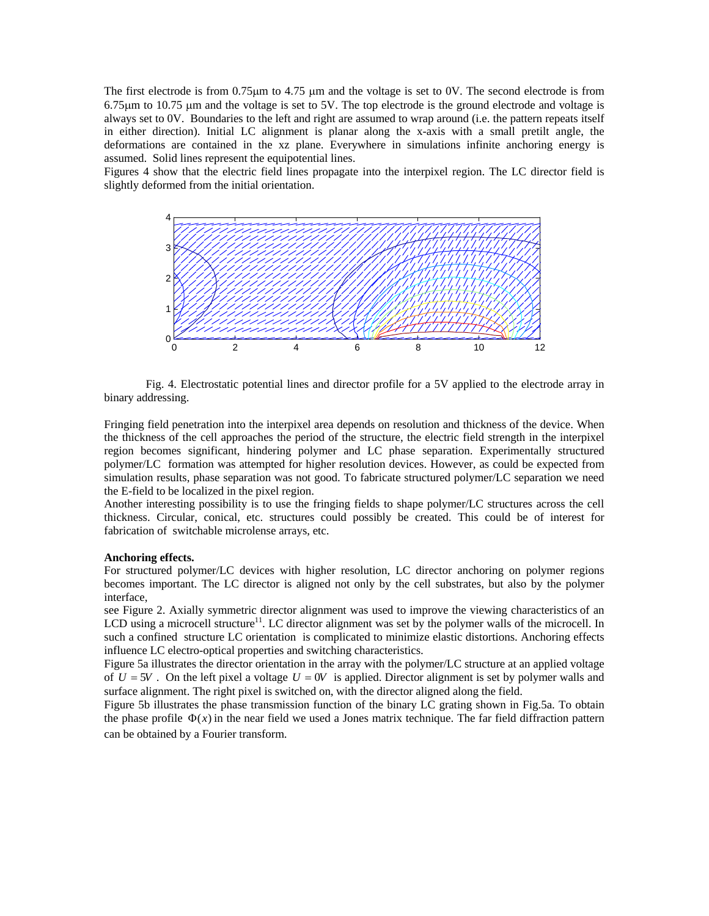The first electrode is from 0.75μm to 4.75 μm and the voltage is set to 0V. The second electrode is from 6.75μm to 10.75 μm and the voltage is set to 5V. The top electrode is the ground electrode and voltage is always set to 0V. Boundaries to the left and right are assumed to wrap around (i.e. the pattern repeats itself in either direction). Initial LC alignment is planar along the x-axis with a small pretilt angle, the deformations are contained in the xz plane. Everywhere in simulations infinite anchoring energy is assumed. Solid lines represent the equipotential lines.

Figures 4 show that the electric field lines propagate into the interpixel region. The LC director field is slightly deformed from the initial orientation.

Fig. 4. Electrostatic potential lines and director profile for a 5V applied to the electrode array in binary addressing.

Fringing field penetration into the interpixel area depends on resolution and thickness of the device. When the thickness of the cell approaches the period of the structure, the electric field strength in the interpixel region becomes significant, hindering polymer and LC phase separation. Experimentally structured polymer/LC formation was attempted for higher resolution devices. However, as could be expected from simulation results, phase separation was not good. To fabricate structured polymer/LC separation we need the E-field to be localized in the pixel region.

Another interesting possibility is to use the fringing fields to shape polymer/LC structures across the cell thickness. Circular, conical, etc. structures could possibly be created. This could be of interest for fabrication of switchable microlense arrays, etc.

**Anchoring effects.**

For structured polymer/LC devices with higher resolution, LC director anchoring on polymer regions becomes important. The LC director is aligned not only by the cell substrates, but also by the polymer interface,

see Figure 2. Axially symmetric director alignment was used to improve the viewing characteristics of an LCD using a microcell structure[11]. LC director alignment was set by the polymer walls of the microcell. In such a confined structure LC orientation is complicated to minimize elastic distortions. Anchoring effects influence LC electro-optical properties and switching characteristics.

Figure 5a illustrates the director orientation in the array with the polymer/LC structure at an applied voltage of $U = 5V$. On the left pixel a voltage $U = 0V$ is applied. Director alignment is set by polymer walls and surface alignment. The right pixel is switched on, with the director aligned along the field.

Figure 5b illustrates the phase transmission function of the binary LC grating shown in Fig.5a. To obtain the phase profile $\Phi(x)$ in the near field we used a Jones matrix technique. The far field diffraction pattern can be obtained by a Fourier transform.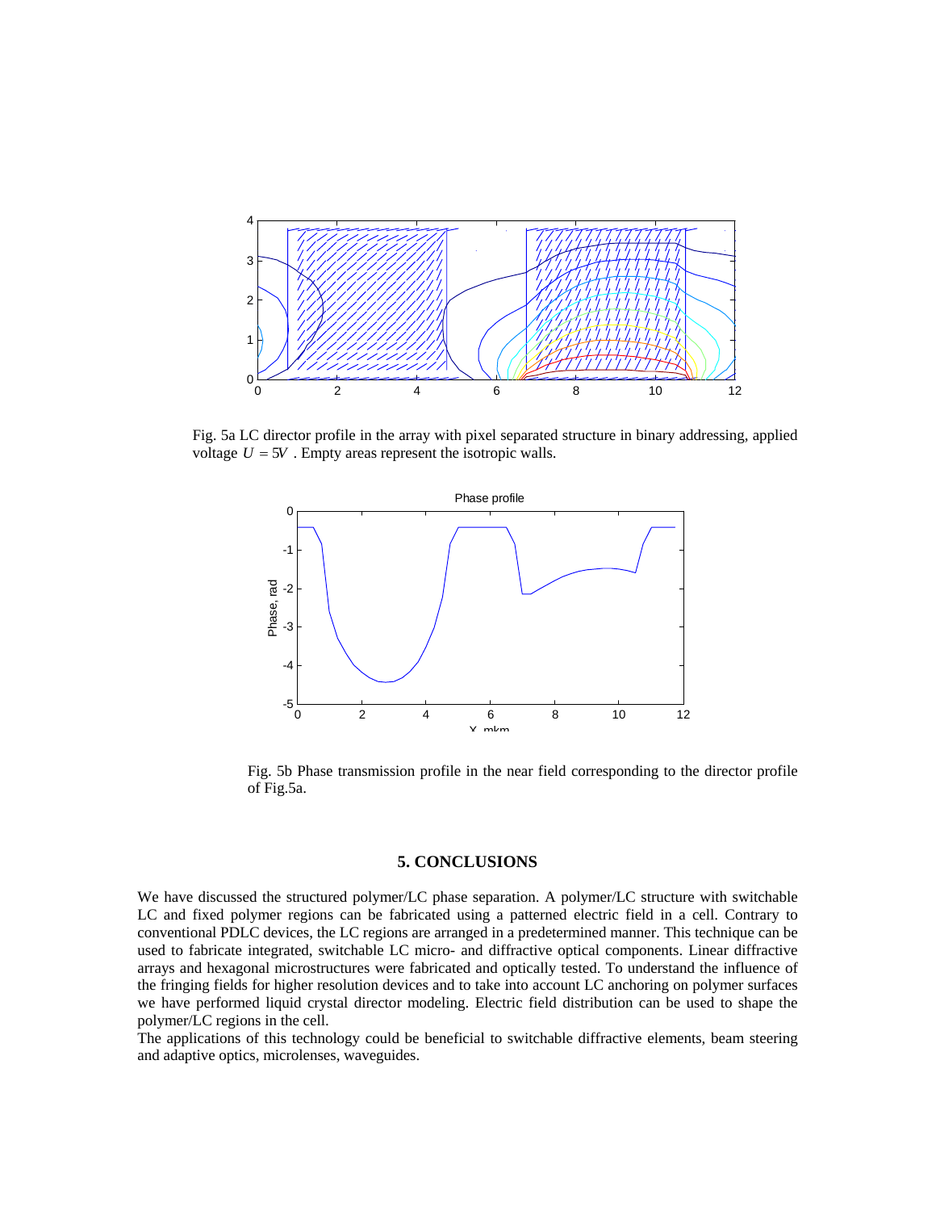Fig. 5a LC director profile in the array with pixel separated structure in binary addressing, applied voltage $U = 5V$ . Empty areas represent the isotropic walls.

Fig. 5b Phase transmission profile in the near field corresponding to the director profile of Fig.5a.

## 5. CONCLUSIONS

We have discussed the structured polymer/LC phase separation. A polymer/LC structure with switchable LC and fixed polymer regions can be fabricated using a patterned electric field in a cell. Contrary to conventional PDLC devices, the LC regions are arranged in a predetermined manner. This technique can be used to fabricate integrated, switchable LC micro- and diffractive optical components. Linear diffractive arrays and hexagonal microstructures were fabricated and optically tested. To understand the influence of the fringing fields for higher resolution devices and to take into account LC anchoring on polymer surfaces we have performed liquid crystal director modeling. Electric field distribution can be used to shape the polymer/LC regions in the cell.

The applications of this technology could be beneficial to switchable diffractive elements, beam steering and adaptive optics, microlenses, waveguides.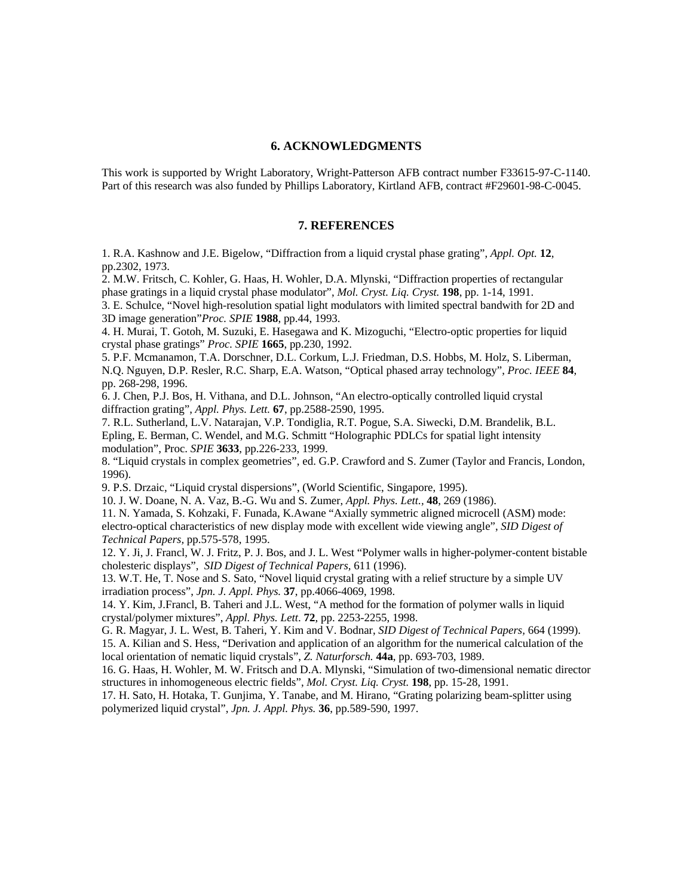## 6. ACKNOWLEDGMENTS

This work is supported by Wright Laboratory, Wright-Patterson AFB contract number F33615-97-C-1140. Part of this research was also funded by Phillips Laboratory, Kirtland AFB, contract #F29601-98-C-0045.

## 7. REFERENCES

1. R.A. Kashnow and J.E. Bigelow, "Diffraction from a liquid crystal phase grating", *Appl. Opt.* **12**, pp.2302, 1973.
2. M.W. Fritsch, C. Kohler, G. Haas, H. Wohler, D.A. Mlynski, "Diffraction properties of rectangular phase gratings in a liquid crystal phase modulator", *Mol. Cryst. Liq. Cryst.* **198**, pp. 1-14, 1991.
3. E. Schulce, "Novel high-resolution spatial light modulators with limited spectral bandwith for 2D and 3D image generation"*Proc. SPIE* **1988**, pp.44, 1993.
4. H. Murai, T. Gotoh, M. Suzuki, E. Hasegawa and K. Mizoguchi, "Electro-optic properties for liquid crystal phase gratings" *Proc. SPIE* **1665**, pp.230, 1992.
5. P.F. Mcmanamon, T.A. Dorschner, D.L. Corkum, L.J. Friedman, D.S. Hobbs, M. Holz, S. Liberman, N.Q. Nguyen, D.P. Resler, R.C. Sharp, E.A. Watson, "Optical phased array technology", *Proc. IEEE* **84**, pp. 268-298, 1996.
6. J. Chen, P.J. Bos, H. Vithana, and D.L. Johnson, "An electro-optically controlled liquid crystal diffraction grating", *Appl. Phys. Lett.* **67**, pp.2588-2590, 1995.
7. R.L. Sutherland, L.V. Natarajan, V.P. Tondiglia, R.T. Pogue, S.A. Siwecki, D.M. Brandelik, B.L. Epling, E. Berman, C. Wendel, and M.G. Schmitt "Holographic PDLCs for spatial light intensity modulation", Proc. *SPIE* **3633**, pp.226-233, 1999.
8. "Liquid crystals in complex geometries", ed. G.P. Crawford and S. Zumer (Taylor and Francis, London, 1996).
9. P.S. Drzaic, "Liquid crystal dispersions", (World Scientific, Singapore, 1995).
10. J. W. Doane, N. A. Vaz, B.-G. Wu and S. Zumer, *Appl. Phys. Lett.*, **48**, 269 (1986).
11. N. Yamada, S. Kohzaki, F. Funada, K.Awane "Axially symmetric aligned microcell (ASM) mode: electro-optical characteristics of new display mode with excellent wide viewing angle", *SID Digest of Technical Papers*, pp.575-578, 1995.
12. Y. Ji, J. Francl, W. J. Fritz, P. J. Bos, and J. L. West "Polymer walls in higher-polymer-content bistable cholesteric displays", *SID Digest of Technical Papers*, 611 (1996).
13. W.T. He, T. Nose and S. Sato, "Novel liquid crystal grating with a relief structure by a simple UV irradiation process", *Jpn. J. Appl. Phys.* **37**, pp.4066-4069, 1998.
14. Y. Kim, J.Francl, B. Taheri and J.L. West, "A method for the formation of polymer walls in liquid crystal/polymer mixtures", *Appl. Phys. Lett*. **72**, pp. 2253-2255, 1998.
G. R. Magyar, J. L. West, B. Taheri, Y. Kim and V. Bodnar, *SID Digest of Technical Papers*, 664 (1999).
15. A. Kilian and S. Hess, "Derivation and application of an algorithm for the numerical calculation of the local orientation of nematic liquid crystals", *Z. Naturforsch.* **44a**, pp. 693-703, 1989.
16. G. Haas, H. Wohler, M. W. Fritsch and D.A. Mlynski, "Simulation of two-dimensional nematic director structures in inhomogeneous electric fields", *Mol. Cryst. Liq. Cryst.* **198**, pp. 15-28, 1991.
17. H. Sato, H. Hotaka, T. Gunjima, Y. Tanabe, and M. Hirano, "Grating polarizing beam-splitter using polymerized liquid crystal", *Jpn. J. Appl. Phys.* **36**, pp.589-590, 1997.